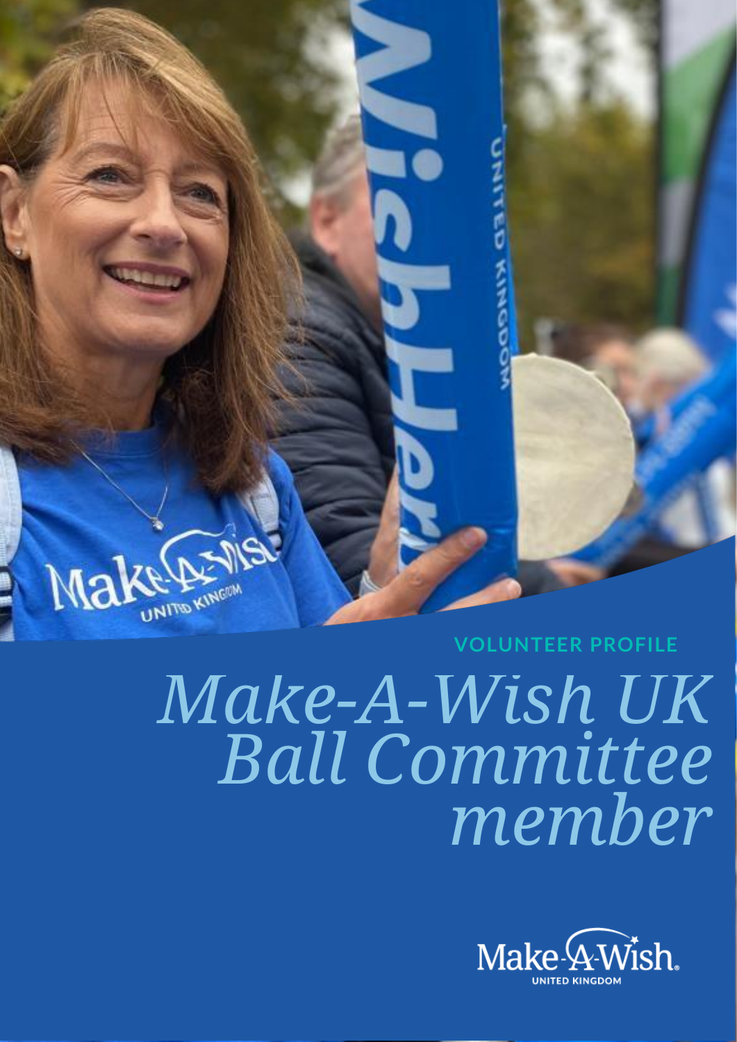VOLUNTEER PROFILE

# *Make-A-Wish UK Ball Committee member*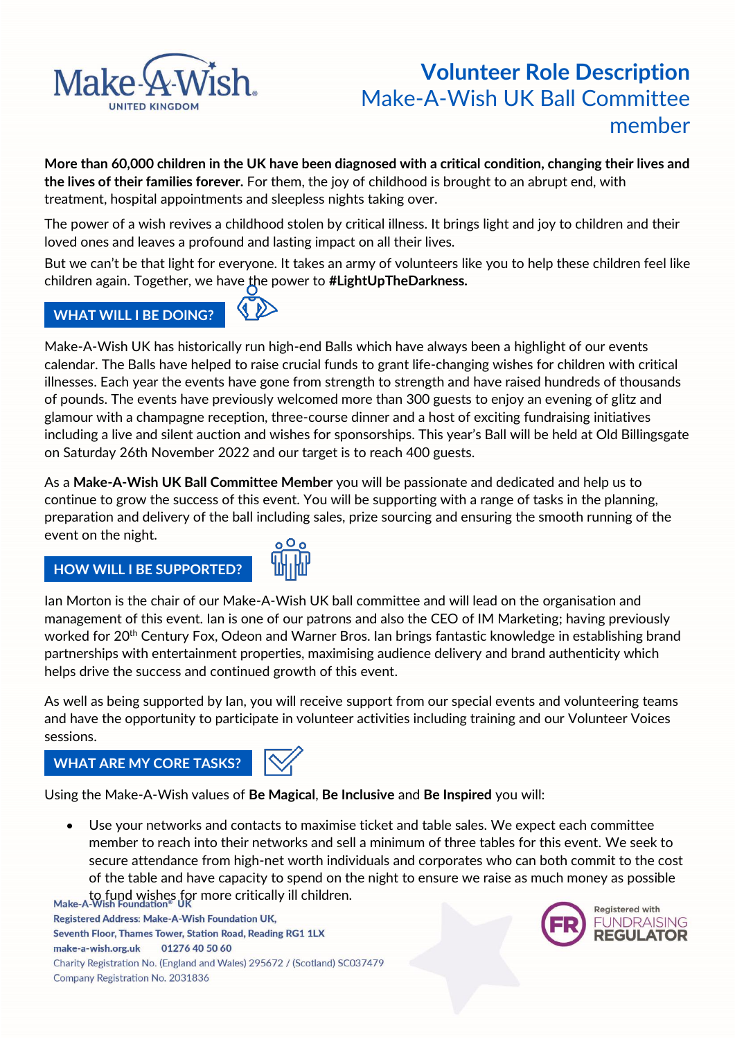# Volunteer Role Description
## Make-A-Wish UK Ball Committee member

**More than 60,000 children in the UK have been diagnosed with a critical condition, changing their lives and the lives of their families forever.** For them, the joy of childhood is brought to an abrupt end, with treatment, hospital appointments and sleepless nights taking over.

The power of a wish revives a childhood stolen by critical illness. It brings light and joy to children and their loved ones and leaves a profound and lasting impact on all their lives.

But we can't be that light for everyone. It takes an army of volunteers like you to help these children feel like children again. Together, we have the power to **#LightUpTheDarkness.**

## WHAT WILL I BE DOING?

Make-A-Wish UK has historically run high-end Balls which have always been a highlight of our events calendar. The Balls have helped to raise crucial funds to grant life-changing wishes for children with critical illnesses. Each year the events have gone from strength to strength and have raised hundreds of thousands of pounds. The events have previously welcomed more than 300 guests to enjoy an evening of glitz and glamour with a champagne reception, three-course dinner and a host of exciting fundraising initiatives including a live and silent auction and wishes for sponsorships. This year's Ball will be held at Old Billingsgate on Saturday 26th November 2022 and our target is to reach 400 guests.

As a **Make-A-Wish UK Ball Committee Member** you will be passionate and dedicated and help us to continue to grow the success of this event. You will be supporting with a range of tasks in the planning, preparation and delivery of the ball including sales, prize sourcing and ensuring the smooth running of the event on the night.

## HOW WILL I BE SUPPORTED?

Ian Morton is the chair of our Make-A-Wish UK ball committee and will lead on the organisation and management of this event. Ian is one of our patrons and also the CEO of IM Marketing; having previously worked for 20th Century Fox, Odeon and Warner Bros. Ian brings fantastic knowledge in establishing brand partnerships with entertainment properties, maximising audience delivery and brand authenticity which helps drive the success and continued growth of this event.

As well as being supported by Ian, you will receive support from our special events and volunteering teams and have the opportunity to participate in volunteer activities including training and our Volunteer Voices sessions.

## WHAT ARE MY CORE TASKS?

Using the Make-A-Wish values of **Be Magical**, **Be Inclusive** and **Be Inspired** you will:

- Use your networks and contacts to maximise ticket and table sales. We expect each committee member to reach into their networks and sell a minimum of three tables for this event. We seek to secure attendance from high-net worth individuals and corporates who can both commit to the cost of the table and have capacity to spend on the night to ensure we raise as much money as possible to fund wishes for more critically ill children.

Make-A-Wish Foundation® UK
Registered Address: Make-A-Wish Foundation UK, Seventh Floor, Thames Tower, Station Road, Reading RG1 1LX
make-a-wish.org.uk 01276 40 50 60
Charity Registration No. (England and Wales) 295672 / (Scotland) SC037479
Company Registration No. 2031836

Registered with FUNDRAISING REGULATOR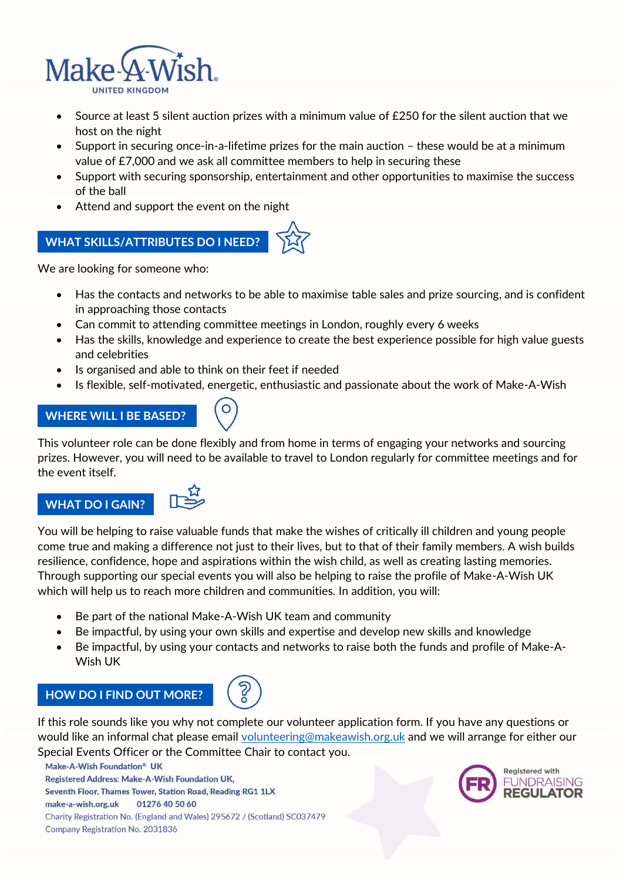- Source at least 5 silent auction prizes with a minimum value of £250 for the silent auction that we host on the night
- Support in securing once-in-a-lifetime prizes for the main auction – these would be at a minimum value of £7,000 and we ask all committee members to help in securing these
- Support with securing sponsorship, entertainment and other opportunities to maximise the success of the ball
- Attend and support the event on the night

## WHAT SKILLS/ATTRIBUTES DO I NEED?

We are looking for someone who:

- Has the contacts and networks to be able to maximise table sales and prize sourcing, and is confident in approaching those contacts
- Can commit to attending committee meetings in London, roughly every 6 weeks
- Has the skills, knowledge and experience to create the best experience possible for high value guests and celebrities
- Is organised and able to think on their feet if needed
- Is flexible, self-motivated, energetic, enthusiastic and passionate about the work of Make-A-Wish

## WHERE WILL I BE BASED?

This volunteer role can be done flexibly and from home in terms of engaging your networks and sourcing prizes. However, you will need to be available to travel to London regularly for committee meetings and for the event itself.

## WHAT DO I GAIN?

You will be helping to raise valuable funds that make the wishes of critically ill children and young people come true and making a difference not just to their lives, but to that of their family members. A wish builds resilience, confidence, hope and aspirations within the wish child, as well as creating lasting memories. Through supporting our special events you will also be helping to raise the profile of Make-A-Wish UK which will help us to reach more children and communities. In addition, you will:

- Be part of the national Make-A-Wish UK team and community
- Be impactful, by using your own skills and expertise and develop new skills and knowledge
- Be impactful, by using your contacts and networks to raise both the funds and profile of Make-A-Wish UK

## HOW DO I FIND OUT MORE?

If this role sounds like you why not complete our volunteer application form. If you have any questions or would like an informal chat please email volunteering@makeawish.org.uk and we will arrange for either our Special Events Officer or the Committee Chair to contact you.

**Make-A-Wish Foundation® UK**
**Registered Address: Make-A-Wish Foundation UK,**
**Seventh Floor, Thames Tower, Station Road, Reading RG1 1LX**
**make-a-wish.org.uk 01276 40 50 60**
Charity Registration No. (England and Wales) 295672 / (Scotland) SC037479
Company Registration No. 2031836

Registered with FUNDRAISING REGULATOR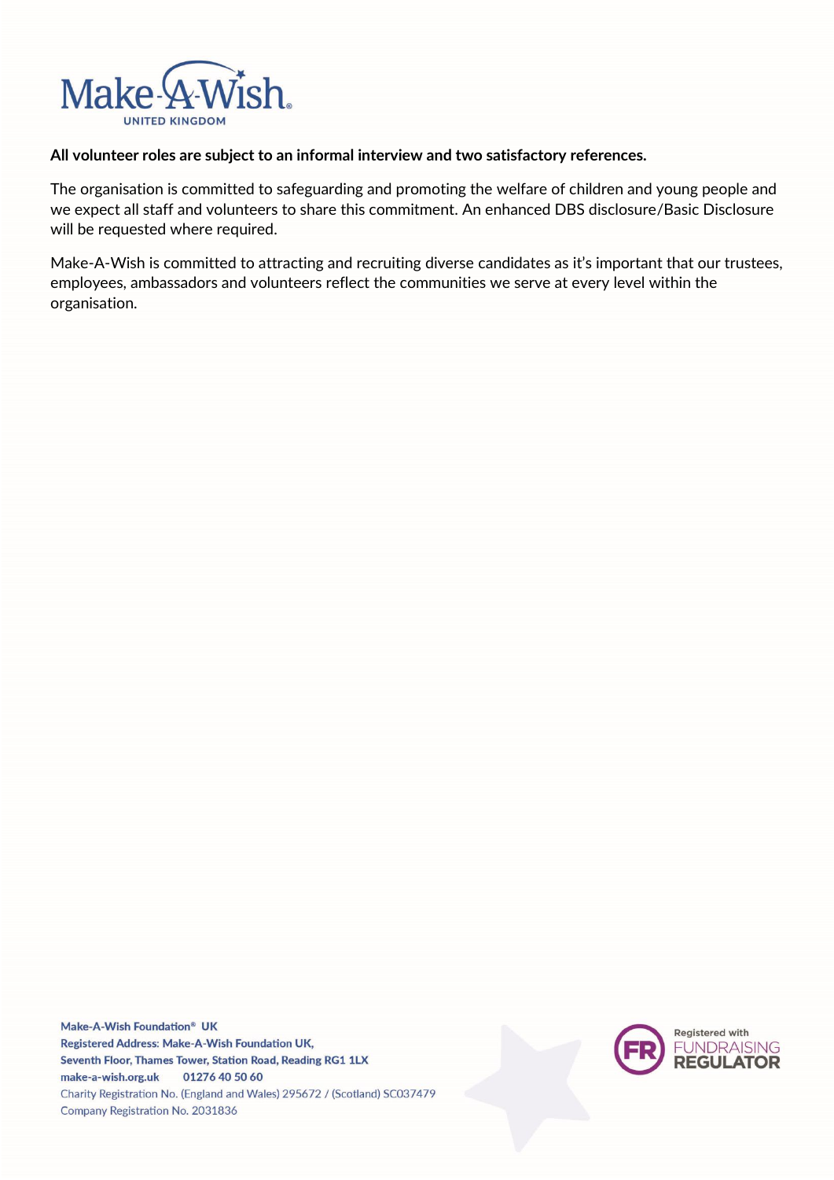**All volunteer roles are subject to an informal interview and two satisfactory references.**

The organisation is committed to safeguarding and promoting the welfare of children and young people and we expect all staff and volunteers to share this commitment. An enhanced DBS disclosure/Basic Disclosure will be requested where required.

Make-A-Wish is committed to attracting and recruiting diverse candidates as it's important that our trustees, employees, ambassadors and volunteers reflect the communities we serve at every level within the organisation.

**Make-A-Wish Foundation® UK**
**Registered Address: Make-A-Wish Foundation UK,**
**Seventh Floor, Thames Tower, Station Road, Reading RG1 1LX**
**make-a-wish.org.uk 01276 40 50 60**
Charity Registration No. (England and Wales) 295672 / (Scotland) SC037479
Company Registration No. 2031836

Registered with FUNDRAISING REGULATOR